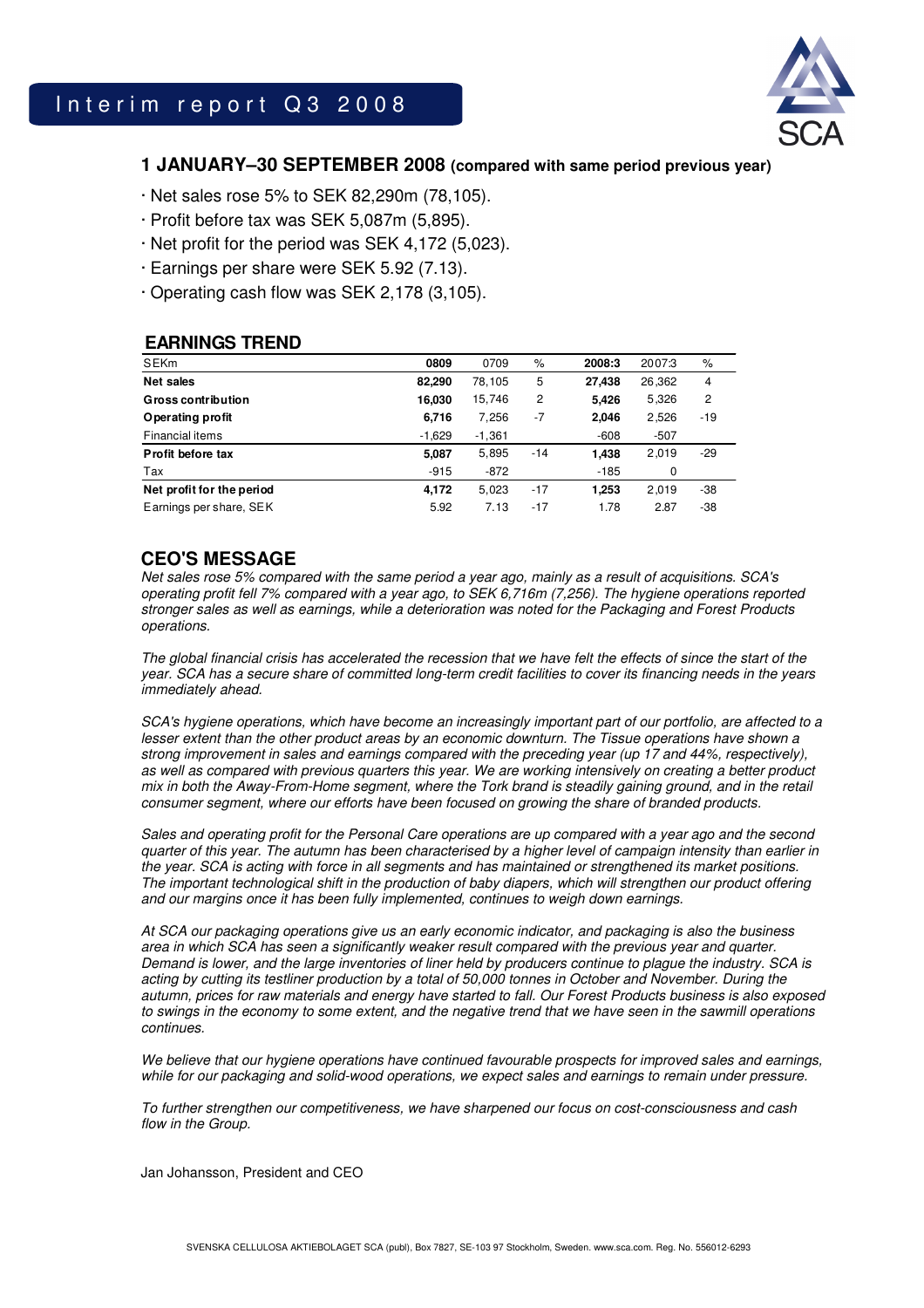# Interim report Q3 2008

## 1 JANUARY–30 SEPTEMBER 2008 (compared with same period previous year)

- Net sales rose 5% to SEK 82,290m (78,105).
- Profit before tax was SEK 5,087m (5,895).
- Net profit for the period was SEK 4,172 (5,023).
- Earnings per share were SEK 5.92 (7.13).
- Operating cash flow was SEK 2,178 (3,105).

## EARNINGS TREND

| SEKm | 0809 | 0709 | % | 2008:3 | 2007:3 | % |
|---|---|---|---|---|---|---|
| **Net sales** | **82,290** | 78,105 | 5 | **27,438** | 26,362 | 4 |
| **Gross contribution** | **16,030** | 15,746 | 2 | **5,426** | 5,326 | 2 |
| **Operating profit** | **6,716** | 7,256 | -7 | **2,046** | 2,526 | -19 |
| Financial items | -1,629 | -1,361 | | -608 | -507 | |
| **Profit before tax** | **5,087** | 5,895 | -14 | **1,438** | 2,019 | -29 |
| Tax | -915 | -872 | | -185 | 0 | |
| **Net profit for the period** | **4,172** | 5,023 | -17 | **1,253** | 2,019 | -38 |
| Earnings per share, SEK | 5.92 | 7.13 | -17 | 1.78 | 2.87 | -38 |

## CEO'S MESSAGE

*Net sales rose 5% compared with the same period a year ago, mainly as a result of acquisitions. SCA's operating profit fell 7% compared with a year ago, to SEK 6,716m (7,256). The hygiene operations reported stronger sales as well as earnings, while a deterioration was noted for the Packaging and Forest Products operations.*

*The global financial crisis has accelerated the recession that we have felt the effects of since the start of the year. SCA has a secure share of committed long-term credit facilities to cover its financing needs in the years immediately ahead.*

*SCA's hygiene operations, which have become an increasingly important part of our portfolio, are affected to a lesser extent than the other product areas by an economic downturn. The Tissue operations have shown a strong improvement in sales and earnings compared with the preceding year (up 17 and 44%, respectively), as well as compared with previous quarters this year. We are working intensively on creating a better product mix in both the Away-From-Home segment, where the Tork brand is steadily gaining ground, and in the retail consumer segment, where our efforts have been focused on growing the share of branded products.*

*Sales and operating profit for the Personal Care operations are up compared with a year ago and the second quarter of this year. The autumn has been characterised by a higher level of campaign intensity than earlier in the year. SCA is acting with force in all segments and has maintained or strengthened its market positions. The important technological shift in the production of baby diapers, which will strengthen our product offering and our margins once it has been fully implemented, continues to weigh down earnings.*

*At SCA our packaging operations give us an early economic indicator, and packaging is also the business area in which SCA has seen a significantly weaker result compared with the previous year and quarter. Demand is lower, and the large inventories of liner held by producers continue to plague the industry. SCA is acting by cutting its testliner production by a total of 50,000 tonnes in October and November. During the autumn, prices for raw materials and energy have started to fall. Our Forest Products business is also exposed to swings in the economy to some extent, and the negative trend that we have seen in the sawmill operations continues.*

*We believe that our hygiene operations have continued favourable prospects for improved sales and earnings, while for our packaging and solid-wood operations, we expect sales and earnings to remain under pressure.*

*To further strengthen our competitiveness, we have sharpened our focus on cost-consciousness and cash flow in the Group.*

Jan Johansson, President and CEO

SVENSKA CELLULOSA AKTIEBOLAGET SCA (publ), Box 7827, SE-103 97 Stockholm, Sweden. www.sca.com. Reg. No. 556012-6293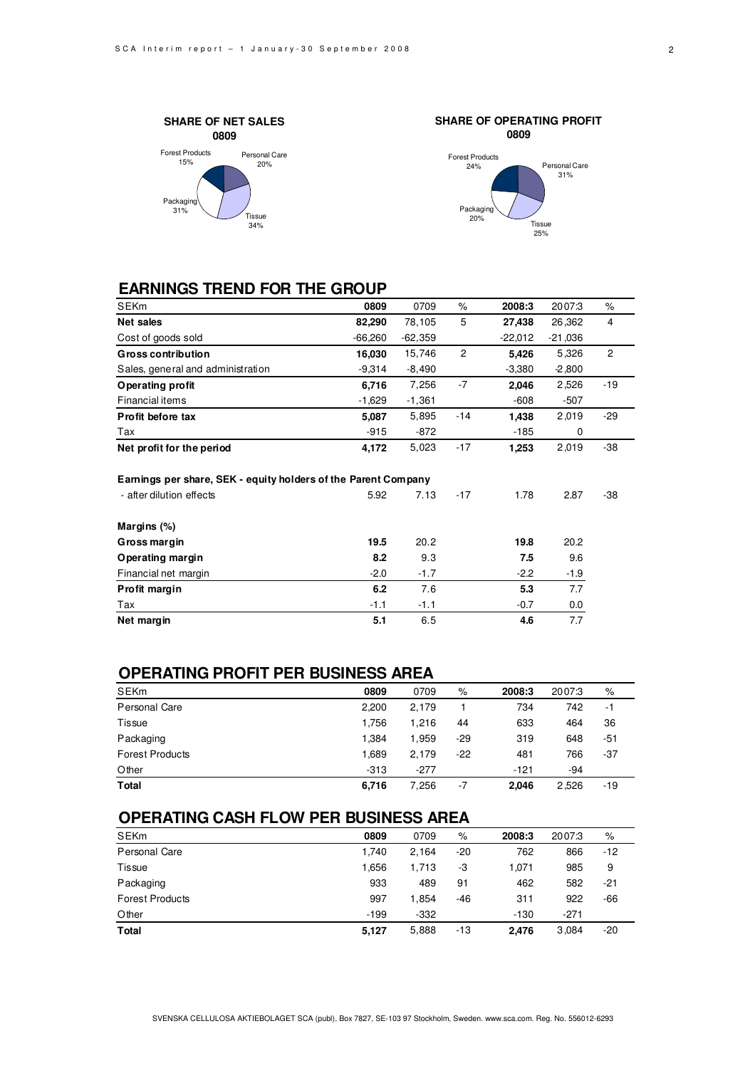SHARE OF NET SALES 0809

Forest Products 15%, Personal Care 20%, Tissue 34%, Packaging 31%

SHARE OF OPERATING PROFIT 0809

Forest Products 24%, Personal Care 31%, Tissue 25%, Packaging 20%

## EARNINGS TREND FOR THE GROUP

| SEKm | 0809 | 0709 | % | 2008:3 | 2007:3 | % |
|---|---|---|---|---|---|---|
| **Net sales** | **82,290** | 78,105 | 5 | **27,438** | 26,362 | 4 |
| Cost of goods sold | -66,260 | -62,359 | | -22,012 | -21,036 | |
| **Gross contribution** | **16,030** | 15,746 | 2 | **5,426** | 5,326 | 2 |
| Sales, general and administration | -9,314 | -8,490 | | -3,380 | -2,800 | |
| **Operating profit** | **6,716** | 7,256 | -7 | **2,046** | 2,526 | -19 |
| Financial items | -1,629 | -1,361 | | -608 | -507 | |
| **Profit before tax** | **5,087** | 5,895 | -14 | **1,438** | 2,019 | -29 |
| Tax | -915 | -872 | | -185 | 0 | |
| **Net profit for the period** | **4,172** | 5,023 | -17 | **1,253** | 2,019 | -38 |
| **Earnings per share, SEK - equity holders of the Parent Company** | | | | | | |
| - after dilution effects | 5.92 | 7.13 | -17 | 1.78 | 2.87 | -38 |
| **Margins (%)** | | | | | | |
| **Gross margin** | **19.5** | 20.2 | | **19.8** | 20.2 | |
| **Operating margin** | **8.2** | 9.3 | | **7.5** | 9.6 | |
| Financial net margin | -2.0 | -1.7 | | -2.2 | -1.9 | |
| **Profit margin** | **6.2** | 7.6 | | **5.3** | 7.7 | |
| Tax | -1.1 | -1.1 | | -0.7 | 0.0 | |
| **Net margin** | **5.1** | 6.5 | | **4.6** | 7.7 | |

## OPERATING PROFIT PER BUSINESS AREA

| SEKm | 0809 | 0709 | % | 2008:3 | 2007:3 | % |
|---|---|---|---|---|---|---|
| Personal Care | 2,200 | 2,179 | 1 | 734 | 742 | -1 |
| Tissue | 1,756 | 1,216 | 44 | 633 | 464 | 36 |
| Packaging | 1,384 | 1,959 | -29 | 319 | 648 | -51 |
| Forest Products | 1,689 | 2,179 | -22 | 481 | 766 | -37 |
| Other | -313 | -277 | | -121 | -94 | |
| **Total** | **6,716** | 7,256 | -7 | **2,046** | 2,526 | -19 |

## OPERATING CASH FLOW PER BUSINESS AREA

| SEKm | 0809 | 0709 | % | 2008:3 | 2007:3 | % |
|---|---|---|---|---|---|---|
| Personal Care | 1,740 | 2,164 | -20 | 762 | 866 | -12 |
| Tissue | 1,656 | 1,713 | -3 | 1,071 | 985 | 9 |
| Packaging | 933 | 489 | 91 | 462 | 582 | -21 |
| Forest Products | 997 | 1,854 | -46 | 311 | 922 | -66 |
| Other | -199 | -332 | | -130 | -271 | |
| **Total** | **5,127** | 5,888 | -13 | **2,476** | 3,084 | -20 |

SVENSKA CELLULOSA AKTIEBOLAGET SCA (publ), Box 7827, SE-103 97 Stockholm, Sweden. www.sca.com. Reg. No. 556012-6293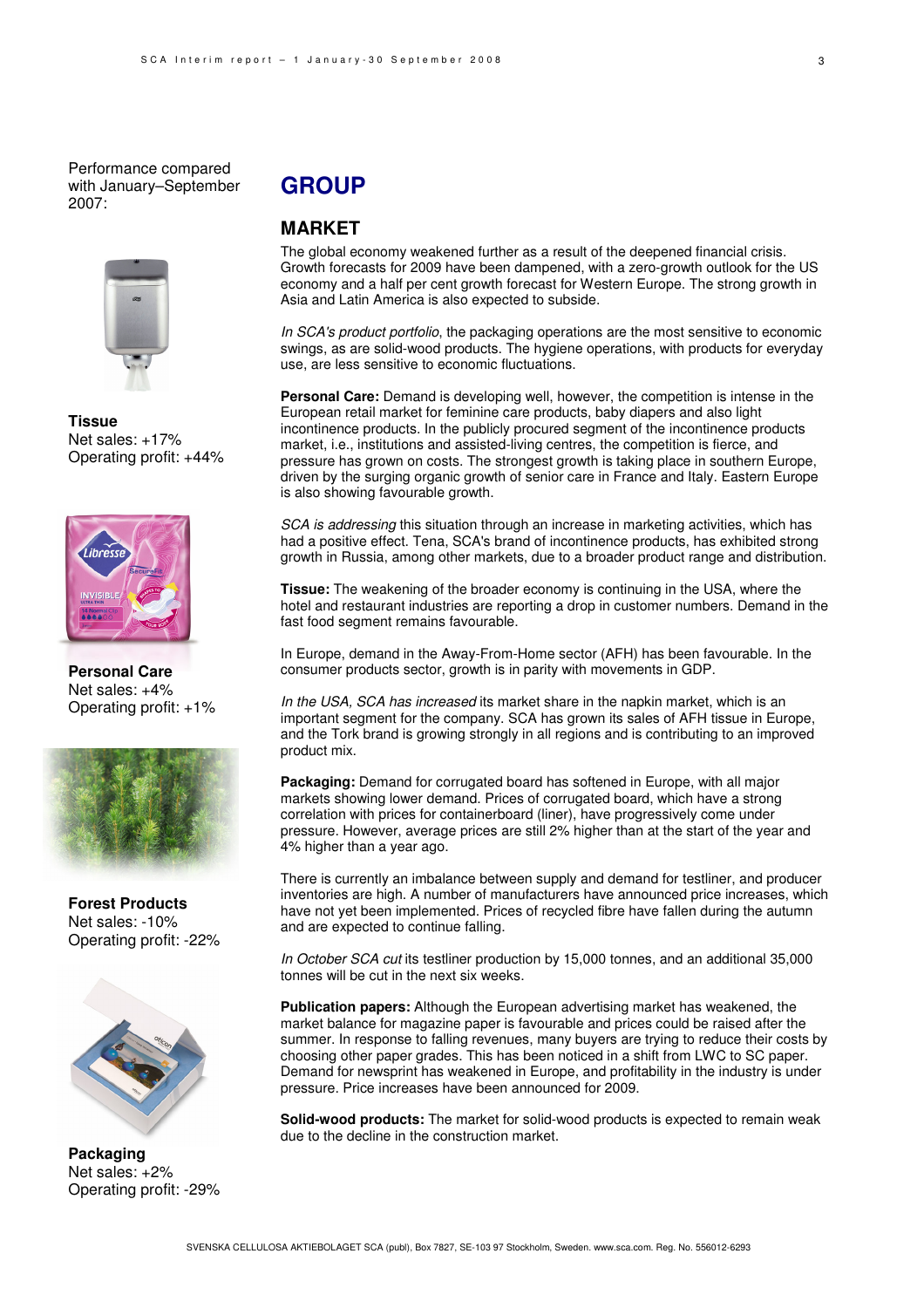Performance compared with January–September 2007:

**Tissue**
Net sales: +17%
Operating profit: +44%

**Personal Care**
Net sales: +4%
Operating profit: +1%

**Forest Products**
Net sales: -10%
Operating profit: -22%

**Packaging**
Net sales: +2%
Operating profit: -29%

# GROUP

## MARKET

The global economy weakened further as a result of the deepened financial crisis. Growth forecasts for 2009 have been dampened, with a zero-growth outlook for the US economy and a half per cent growth forecast for Western Europe. The strong growth in Asia and Latin America is also expected to subside.

*In SCA's product portfolio*, the packaging operations are the most sensitive to economic swings, as are solid-wood products. The hygiene operations, with products for everyday use, are less sensitive to economic fluctuations.

**Personal Care:** Demand is developing well, however, the competition is intense in the European retail market for feminine care products, baby diapers and also light incontinence products. In the publicly procured segment of the incontinence products market, i.e., institutions and assisted-living centres, the competition is fierce, and pressure has grown on costs. The strongest growth is taking place in southern Europe, driven by the surging organic growth of senior care in France and Italy. Eastern Europe is also showing favourable growth.

*SCA is addressing* this situation through an increase in marketing activities, which has had a positive effect. Tena, SCA's brand of incontinence products, has exhibited strong growth in Russia, among other markets, due to a broader product range and distribution.

**Tissue:** The weakening of the broader economy is continuing in the USA, where the hotel and restaurant industries are reporting a drop in customer numbers. Demand in the fast food segment remains favourable.

In Europe, demand in the Away-From-Home sector (AFH) has been favourable. In the consumer products sector, growth is in parity with movements in GDP.

*In the USA, SCA has increased* its market share in the napkin market, which is an important segment for the company. SCA has grown its sales of AFH tissue in Europe, and the Tork brand is growing strongly in all regions and is contributing to an improved product mix.

**Packaging:** Demand for corrugated board has softened in Europe, with all major markets showing lower demand. Prices of corrugated board, which have a strong correlation with prices for containerboard (liner), have progressively come under pressure. However, average prices are still 2% higher than at the start of the year and 4% higher than a year ago.

There is currently an imbalance between supply and demand for testliner, and producer inventories are high. A number of manufacturers have announced price increases, which have not yet been implemented. Prices of recycled fibre have fallen during the autumn and are expected to continue falling.

*In October SCA cut* its testliner production by 15,000 tonnes, and an additional 35,000 tonnes will be cut in the next six weeks.

**Publication papers:** Although the European advertising market has weakened, the market balance for magazine paper is favourable and prices could be raised after the summer. In response to falling revenues, many buyers are trying to reduce their costs by choosing other paper grades. This has been noticed in a shift from LWC to SC paper. Demand for newsprint has weakened in Europe, and profitability in the industry is under pressure. Price increases have been announced for 2009.

**Solid-wood products:** The market for solid-wood products is expected to remain weak due to the decline in the construction market.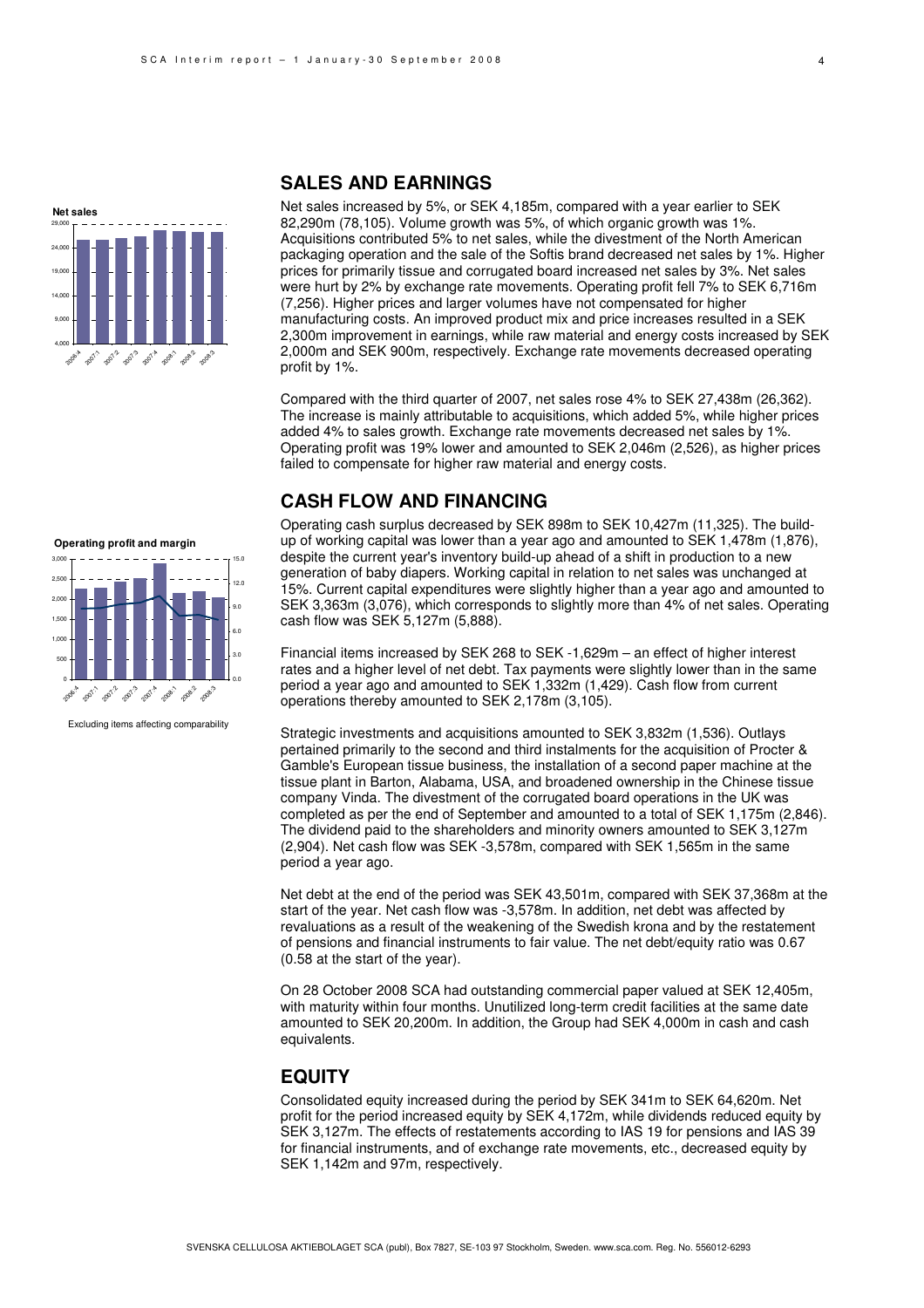## SALES AND EARNINGS

Net sales increased by 5%, or SEK 4,185m, compared with a year earlier to SEK 82,290m (78,105). Volume growth was 5%, of which organic growth was 1%. Acquisitions contributed 5% to net sales, while the divestment of the North American packaging operation and the sale of the Softis brand decreased net sales by 1%. Higher prices for primarily tissue and corrugated board increased net sales by 3%. Net sales were hurt by 2% by exchange rate movements. Operating profit fell 7% to SEK 6,716m (7,256). Higher prices and larger volumes have not compensated for higher manufacturing costs. An improved product mix and price increases resulted in a SEK 2,300m improvement in earnings, while raw material and energy costs increased by SEK 2,000m and SEK 900m, respectively. Exchange rate movements decreased operating profit by 1%.

Compared with the third quarter of 2007, net sales rose 4% to SEK 27,438m (26,362). The increase is mainly attributable to acquisitions, which added 5%, while higher prices added 4% to sales growth. Exchange rate movements decreased net sales by 1%. Operating profit was 19% lower and amounted to SEK 2,046m (2,526), as higher prices failed to compensate for higher raw material and energy costs.

**Net sales**

**Operating profit and margin**

Excluding items affecting comparability

## CASH FLOW AND FINANCING

Operating cash surplus decreased by SEK 898m to SEK 10,427m (11,325). The build-up of working capital was lower than a year ago and amounted to SEK 1,478m (1,876), despite the current year's inventory build-up ahead of a shift in production to a new generation of baby diapers. Working capital in relation to net sales was unchanged at 15%. Current capital expenditures were slightly higher than a year ago and amounted to SEK 3,363m (3,076), which corresponds to slightly more than 4% of net sales. Operating cash flow was SEK 5,127m (5,888).

Financial items increased by SEK 268 to SEK -1,629m – an effect of higher interest rates and a higher level of net debt. Tax payments were slightly lower than in the same period a year ago and amounted to SEK 1,332m (1,429). Cash flow from current operations thereby amounted to SEK 2,178m (3,105).

Strategic investments and acquisitions amounted to SEK 3,832m (1,536). Outlays pertained primarily to the second and third instalments for the acquisition of Procter & Gamble's European tissue business, the installation of a second paper machine at the tissue plant in Barton, Alabama, USA, and broadened ownership in the Chinese tissue company Vinda. The divestment of the corrugated board operations in the UK was completed as per the end of September and amounted to a total of SEK 1,175m (2,846). The dividend paid to the shareholders and minority owners amounted to SEK 3,127m (2,904). Net cash flow was SEK -3,578m, compared with SEK 1,565m in the same period a year ago.

Net debt at the end of the period was SEK 43,501m, compared with SEK 37,368m at the start of the year. Net cash flow was -3,578m. In addition, net debt was affected by revaluations as a result of the weakening of the Swedish krona and by the restatement of pensions and financial instruments to fair value. The net debt/equity ratio was 0.67 (0.58 at the start of the year).

On 28 October 2008 SCA had outstanding commercial paper valued at SEK 12,405m, with maturity within four months. Unutilized long-term credit facilities at the same date amounted to SEK 20,200m. In addition, the Group had SEK 4,000m in cash and cash equivalents.

## EQUITY

Consolidated equity increased during the period by SEK 341m to SEK 64,620m. Net profit for the period increased equity by SEK 4,172m, while dividends reduced equity by SEK 3,127m. The effects of restatements according to IAS 19 for pensions and IAS 39 for financial instruments, and of exchange rate movements, etc., decreased equity by SEK 1,142m and 97m, respectively.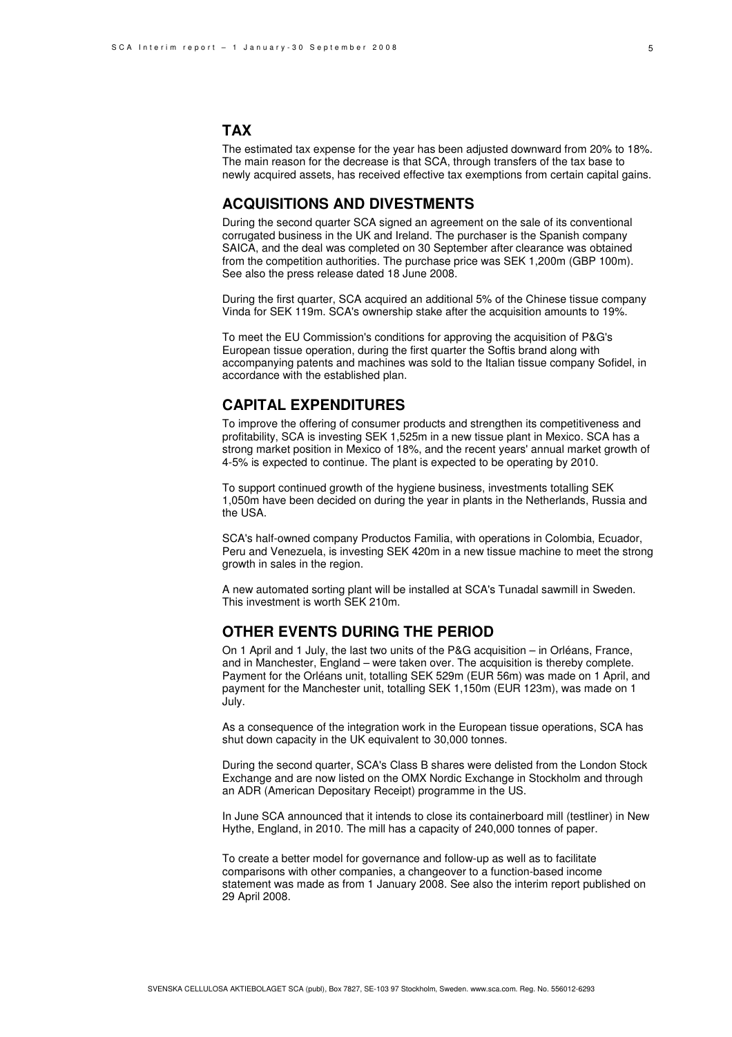## TAX

The estimated tax expense for the year has been adjusted downward from 20% to 18%. The main reason for the decrease is that SCA, through transfers of the tax base to newly acquired assets, has received effective tax exemptions from certain capital gains.

## ACQUISITIONS AND DIVESTMENTS

During the second quarter SCA signed an agreement on the sale of its conventional corrugated business in the UK and Ireland. The purchaser is the Spanish company SAICA, and the deal was completed on 30 September after clearance was obtained from the competition authorities. The purchase price was SEK 1,200m (GBP 100m). See also the press release dated 18 June 2008.

During the first quarter, SCA acquired an additional 5% of the Chinese tissue company Vinda for SEK 119m. SCA's ownership stake after the acquisition amounts to 19%.

To meet the EU Commission's conditions for approving the acquisition of P&G's European tissue operation, during the first quarter the Softis brand along with accompanying patents and machines was sold to the Italian tissue company Sofidel, in accordance with the established plan.

## CAPITAL EXPENDITURES

To improve the offering of consumer products and strengthen its competitiveness and profitability, SCA is investing SEK 1,525m in a new tissue plant in Mexico. SCA has a strong market position in Mexico of 18%, and the recent years' annual market growth of 4-5% is expected to continue. The plant is expected to be operating by 2010.

To support continued growth of the hygiene business, investments totalling SEK 1,050m have been decided on during the year in plants in the Netherlands, Russia and the USA.

SCA's half-owned company Productos Familia, with operations in Colombia, Ecuador, Peru and Venezuela, is investing SEK 420m in a new tissue machine to meet the strong growth in sales in the region.

A new automated sorting plant will be installed at SCA's Tunadal sawmill in Sweden. This investment is worth SEK 210m.

## OTHER EVENTS DURING THE PERIOD

On 1 April and 1 July, the last two units of the P&G acquisition – in Orléans, France, and in Manchester, England – were taken over. The acquisition is thereby complete. Payment for the Orléans unit, totalling SEK 529m (EUR 56m) was made on 1 April, and payment for the Manchester unit, totalling SEK 1,150m (EUR 123m), was made on 1 July.

As a consequence of the integration work in the European tissue operations, SCA has shut down capacity in the UK equivalent to 30,000 tonnes.

During the second quarter, SCA's Class B shares were delisted from the London Stock Exchange and are now listed on the OMX Nordic Exchange in Stockholm and through an ADR (American Depositary Receipt) programme in the US.

In June SCA announced that it intends to close its containerboard mill (testliner) in New Hythe, England, in 2010. The mill has a capacity of 240,000 tonnes of paper.

To create a better model for governance and follow-up as well as to facilitate comparisons with other companies, a changeover to a function-based income statement was made as from 1 January 2008. See also the interim report published on 29 April 2008.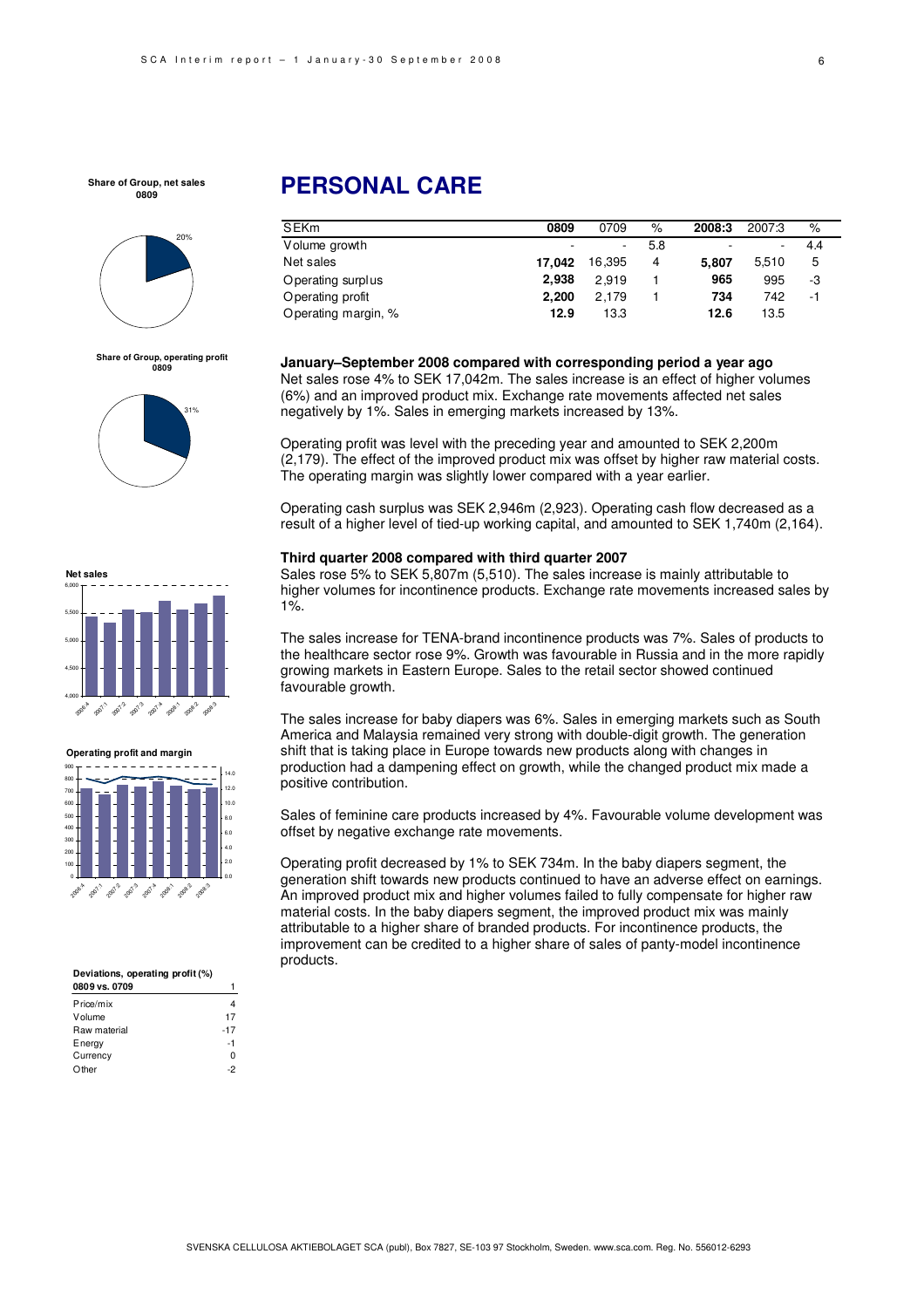# PERSONAL CARE

| SEKm | 0809 | 0709 | % | 2008:3 | 2007:3 | % |
|---|---|---|---|---|---|---|
| Volume growth | - | - | 5.8 | - | - | 4.4 |
| Net sales | **17,042** | 16,395 | 4 | **5,807** | 5,510 | 5 |
| Operating surplus | **2,938** | 2,919 | 1 | **965** | 995 | -3 |
| Operating profit | **2,200** | 2,179 | 1 | **734** | 742 | -1 |
| Operating margin, % | **12.9** | 13.3 | | **12.6** | 13.5 | |

**Share of Group, net sales 0809**

20%

**Share of Group, operating profit 0809**

31%

**Net sales**

**Operating profit and margin**

**Deviations, operating profit (%)**

| 0809 vs. 0709 | 1 |
|---|---|
| Price/mix | 4 |
| Volume | 17 |
| Raw material | -17 |
| Energy | -1 |
| Currency | 0 |
| Other | -2 |

**January–September 2008 compared with corresponding period a year ago**

Net sales rose 4% to SEK 17,042m. The sales increase is an effect of higher volumes (6%) and an improved product mix. Exchange rate movements affected net sales negatively by 1%. Sales in emerging markets increased by 13%.

Operating profit was level with the preceding year and amounted to SEK 2,200m (2,179). The effect of the improved product mix was offset by higher raw material costs. The operating margin was slightly lower compared with a year earlier.

Operating cash surplus was SEK 2,946m (2,923). Operating cash flow decreased as a result of a higher level of tied-up working capital, and amounted to SEK 1,740m (2,164).

**Third quarter 2008 compared with third quarter 2007**

Sales rose 5% to SEK 5,807m (5,510). The sales increase is mainly attributable to higher volumes for incontinence products. Exchange rate movements increased sales by 1%.

The sales increase for TENA-brand incontinence products was 7%. Sales of products to the healthcare sector rose 9%. Growth was favourable in Russia and in the more rapidly growing markets in Eastern Europe. Sales to the retail sector showed continued favourable growth.

The sales increase for baby diapers was 6%. Sales in emerging markets such as South America and Malaysia remained very strong with double-digit growth. The generation shift that is taking place in Europe towards new products along with changes in production had a dampening effect on growth, while the changed product mix made a positive contribution.

Sales of feminine care products increased by 4%. Favourable volume development was offset by negative exchange rate movements.

Operating profit decreased by 1% to SEK 734m. In the baby diapers segment, the generation shift towards new products continued to have an adverse effect on earnings. An improved product mix and higher volumes failed to fully compensate for higher raw material costs. In the baby diapers segment, the improved product mix was mainly attributable to a higher share of branded products. For incontinence products, the improvement can be credited to a higher share of sales of panty-model incontinence products.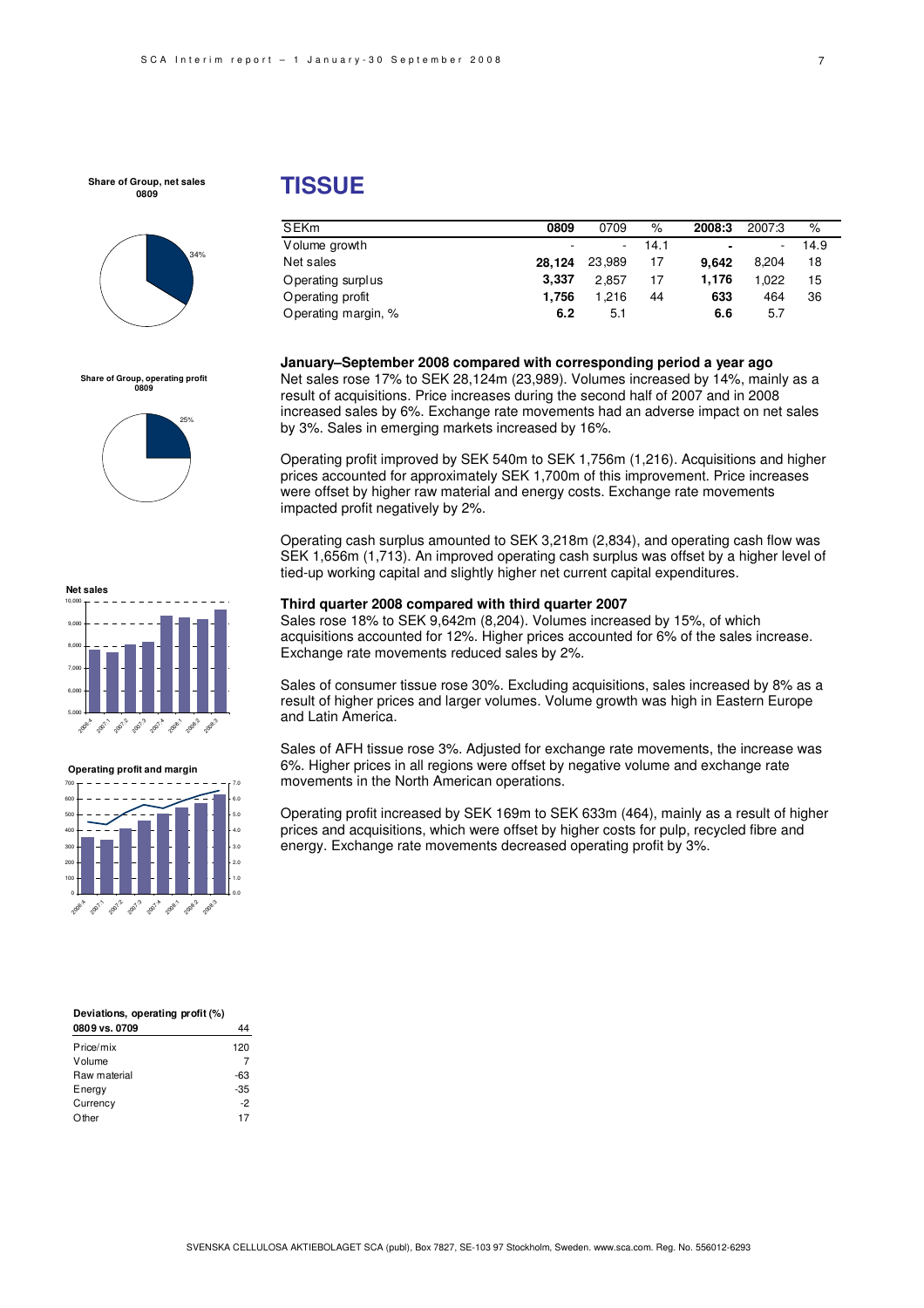# TISSUE

| SEKm | 0809 | 0709 | % | 2008:3 | 2007:3 | % |
|---|---|---|---|---|---|---|
| Volume growth | - | - | 14.1 | - | - | 14.9 |
| Net sales | **28,124** | 23,989 | 17 | **9,642** | 8,204 | 18 |
| Operating surplus | **3,337** | 2,857 | 17 | **1,176** | 1,022 | 15 |
| Operating profit | **1,756** | 1,216 | 44 | **633** | 464 | 36 |
| Operating margin, % | **6.2** | 5.1 | | **6.6** | 5.7 | |

**Share of Group, net sales 0809**

34%

**Share of Group, operating profit 0809**

25%

**Net sales**

**Operating profit and margin**

### January–September 2008 compared with corresponding period a year ago

Net sales rose 17% to SEK 28,124m (23,989). Volumes increased by 14%, mainly as a result of acquisitions. Price increases during the second half of 2007 and in 2008 increased sales by 6%. Exchange rate movements had an adverse impact on net sales by 3%. Sales in emerging markets increased by 16%.

Operating profit improved by SEK 540m to SEK 1,756m (1,216). Acquisitions and higher prices accounted for approximately SEK 1,700m of this improvement. Price increases were offset by higher raw material and energy costs. Exchange rate movements impacted profit negatively by 2%.

Operating cash surplus amounted to SEK 3,218m (2,834), and operating cash flow was SEK 1,656m (1,713). An improved operating cash surplus was offset by a higher level of tied-up working capital and slightly higher net current capital expenditures.

### Third quarter 2008 compared with third quarter 2007

Sales rose 18% to SEK 9,642m (8,204). Volumes increased by 15%, of which acquisitions accounted for 12%. Higher prices accounted for 6% of the sales increase. Exchange rate movements reduced sales by 2%.

Sales of consumer tissue rose 30%. Excluding acquisitions, sales increased by 8% as a result of higher prices and larger volumes. Volume growth was high in Eastern Europe and Latin America.

Sales of AFH tissue rose 3%. Adjusted for exchange rate movements, the increase was 6%. Higher prices in all regions were offset by negative volume and exchange rate movements in the North American operations.

Operating profit increased by SEK 169m to SEK 633m (464), mainly as a result of higher prices and acquisitions, which were offset by higher costs for pulp, recycled fibre and energy. Exchange rate movements decreased operating profit by 3%.

**Deviations, operating profit (%)**

| 0809 vs. 0709 | 44 |
|---|---|
| Price/mix | 120 |
| Volume | 7 |
| Raw material | -63 |
| Energy | -35 |
| Currency | -2 |
| Other | 17 |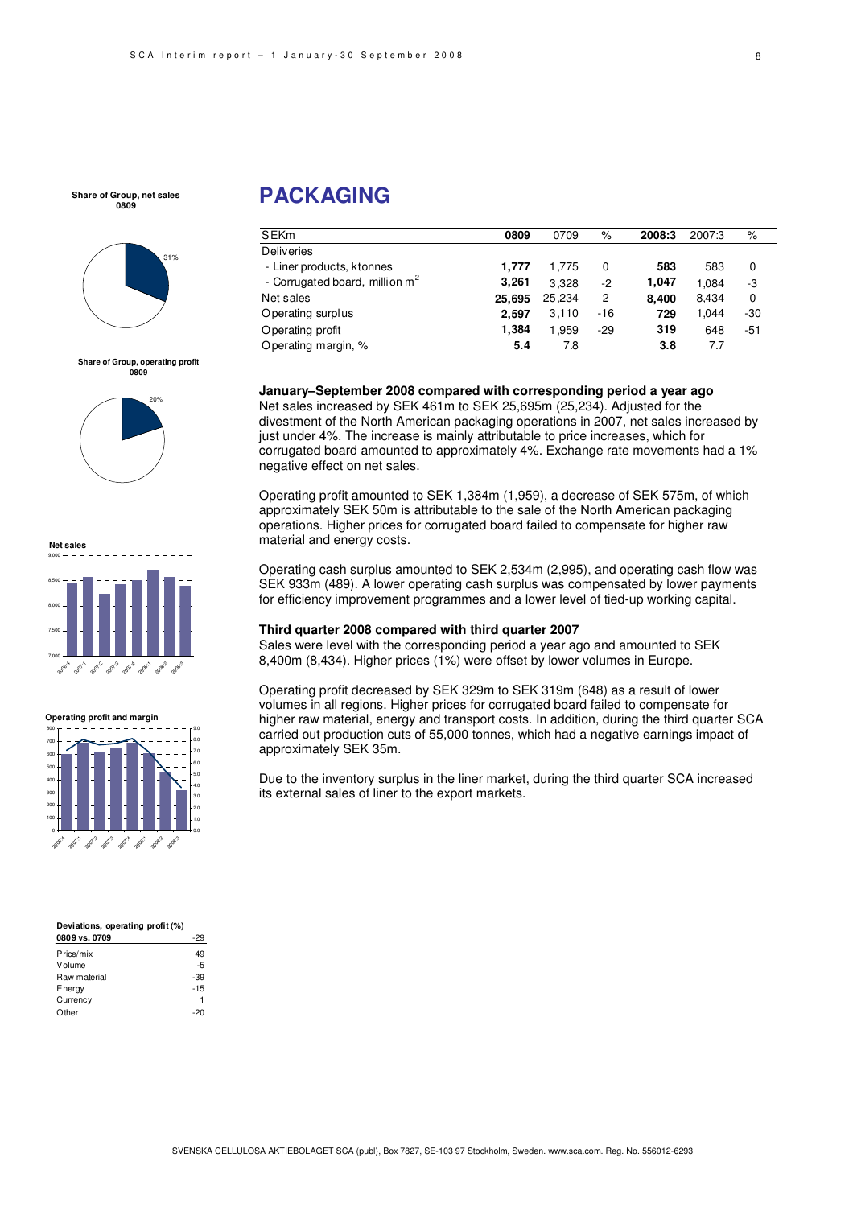Share of Group, net sales 0809

31%

Share of Group, operating profit 0809

20%

Net sales

Operating profit and margin

| Deviations, operating profit (%) 0809 vs. 0709 | -29 |
|---|---|
| Price/mix | 49 |
| Volume | -5 |
| Raw material | -39 |
| Energy | -15 |
| Currency | 1 |
| Other | -20 |

# PACKAGING

| SEKm | **0809** | 0709 | % | **2008:3** | 2007:3 | % |
|---|---|---|---|---|---|---|
| Deliveries | | | | | | |
| - Liner products, ktonnes | **1,777** | 1,775 | 0 | **583** | 583 | 0 |
| - Corrugated board, million $m^2$ | **3,261** | 3,328 | -2 | **1,047** | 1,084 | -3 |
| Net sales | **25,695** | 25,234 | 2 | **8,400** | 8,434 | 0 |
| Operating surplus | **2,597** | 3,110 | -16 | **729** | 1,044 | -30 |
| Operating profit | **1,384** | 1,959 | -29 | **319** | 648 | -51 |
| Operating margin, % | **5.4** | 7.8 | | **3.8** | 7.7 | |

**January–September 2008 compared with corresponding period a year ago**

Net sales increased by SEK 461m to SEK 25,695m (25,234). Adjusted for the divestment of the North American packaging operations in 2007, net sales increased by just under 4%. The increase is mainly attributable to price increases, which for corrugated board amounted to approximately 4%. Exchange rate movements had a 1% negative effect on net sales.

Operating profit amounted to SEK 1,384m (1,959), a decrease of SEK 575m, of which approximately SEK 50m is attributable to the sale of the North American packaging operations. Higher prices for corrugated board failed to compensate for higher raw material and energy costs.

Operating cash surplus amounted to SEK 2,534m (2,995), and operating cash flow was SEK 933m (489). A lower operating cash surplus was compensated by lower payments for efficiency improvement programmes and a lower level of tied-up working capital.

**Third quarter 2008 compared with third quarter 2007**

Sales were level with the corresponding period a year ago and amounted to SEK 8,400m (8,434). Higher prices (1%) were offset by lower volumes in Europe.

Operating profit decreased by SEK 329m to SEK 319m (648) as a result of lower volumes in all regions. Higher prices for corrugated board failed to compensate for higher raw material, energy and transport costs. In addition, during the third quarter SCA carried out production cuts of 55,000 tonnes, which had a negative earnings impact of approximately SEK 35m.

Due to the inventory surplus in the liner market, during the third quarter SCA increased its external sales of liner to the export markets.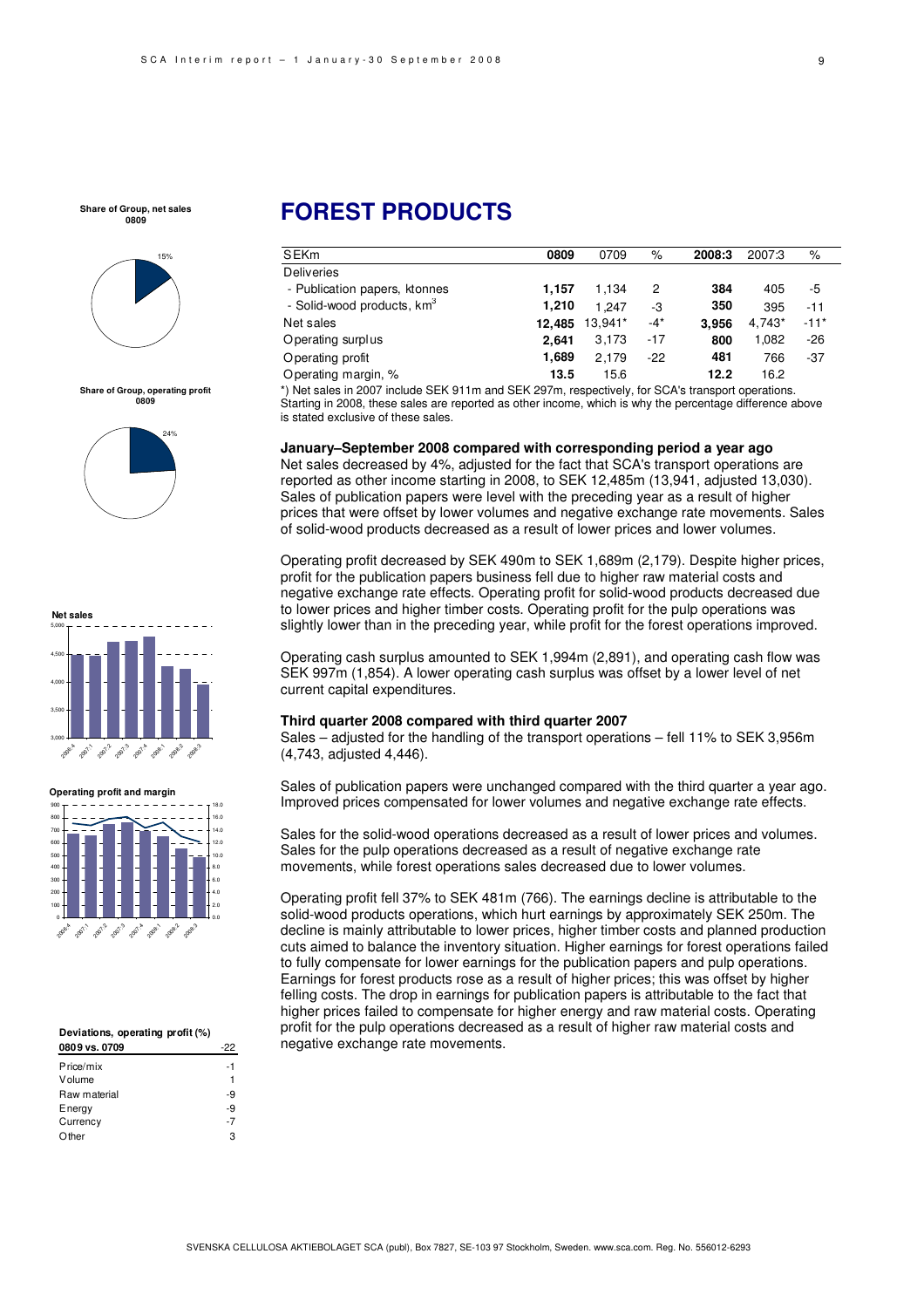# FOREST PRODUCTS

**Share of Group, net sales 0809**

15%

**Share of Group, operating profit 0809**

24%

| SEKm | **0809** | 0709 | % | **2008:3** | 2007:3 | % |
|---|---|---|---|---|---|---|
| Deliveries | | | | | | |
| - Publication papers, ktonnes | **1,157** | 1,134 | 2 | **384** | 405 | -5 |
| - Solid-wood products, km$^3$ | **1,210** | 1,247 | -3 | **350** | 395 | -11 |
| Net sales | **12,485** | 13,941* | -4* | **3,956** | 4,743* | -11* |
| Operating surplus | **2,641** | 3,173 | -17 | **800** | 1,082 | -26 |
| Operating profit | **1,689** | 2,179 | -22 | **481** | 766 | -37 |
| Operating margin, % | **13.5** | 15.6 | | **12.2** | 16.2 | |

*) Net sales in 2007 include SEK 911m and SEK 297m, respectively, for SCA's transport operations. Starting in 2008, these sales are reported as other income, which is why the percentage difference above is stated exclusive of these sales.

**January–September 2008 compared with corresponding period a year ago**

Net sales decreased by 4%, adjusted for the fact that SCA's transport operations are reported as other income starting in 2008, to SEK 12,485m (13,941, adjusted 13,030). Sales of publication papers were level with the preceding year as a result of higher prices that were offset by lower volumes and negative exchange rate movements. Sales of solid-wood products decreased as a result of lower prices and lower volumes.

Operating profit decreased by SEK 490m to SEK 1,689m (2,179). Despite higher prices, profit for the publication papers business fell due to higher raw material costs and negative exchange rate effects. Operating profit for solid-wood products decreased due to lower prices and higher timber costs. Operating profit for the pulp operations was slightly lower than in the preceding year, while profit for the forest operations improved.

Operating cash surplus amounted to SEK 1,994m (2,891), and operating cash flow was SEK 997m (1,854). A lower operating cash surplus was offset by a lower level of net current capital expenditures.

**Third quarter 2008 compared with third quarter 2007**

Sales – adjusted for the handling of the transport operations – fell 11% to SEK 3,956m (4,743, adjusted 4,446).

Sales of publication papers were unchanged compared with the third quarter a year ago. Improved prices compensated for lower volumes and negative exchange rate effects.

Sales for the solid-wood operations decreased as a result of lower prices and volumes. Sales for the pulp operations decreased as a result of negative exchange rate movements, while forest operations sales decreased due to lower volumes.

Operating profit fell 37% to SEK 481m (766). The earnings decline is attributable to the solid-wood products operations, which hurt earnings by approximately SEK 250m. The decline is mainly attributable to lower prices, higher timber costs and planned production cuts aimed to balance the inventory situation. Higher earnings for forest operations failed to fully compensate for lower earnings for the publication papers and pulp operations. Earnings for forest products rose as a result of higher prices; this was offset by higher felling costs. The drop in earnings for publication papers is attributable to the fact that higher prices failed to compensate for higher energy and raw material costs. Operating profit for the pulp operations decreased as a result of higher raw material costs and negative exchange rate movements.

**Net sales**

**Operating profit and margin**

**Deviations, operating profit (%)**

| **0809 vs. 0709** | -22 |
|---|---|
| Price/mix | -1 |
| Volume | 1 |
| Raw material | -9 |
| Energy | -9 |
| Currency | -7 |
| Other | 3 |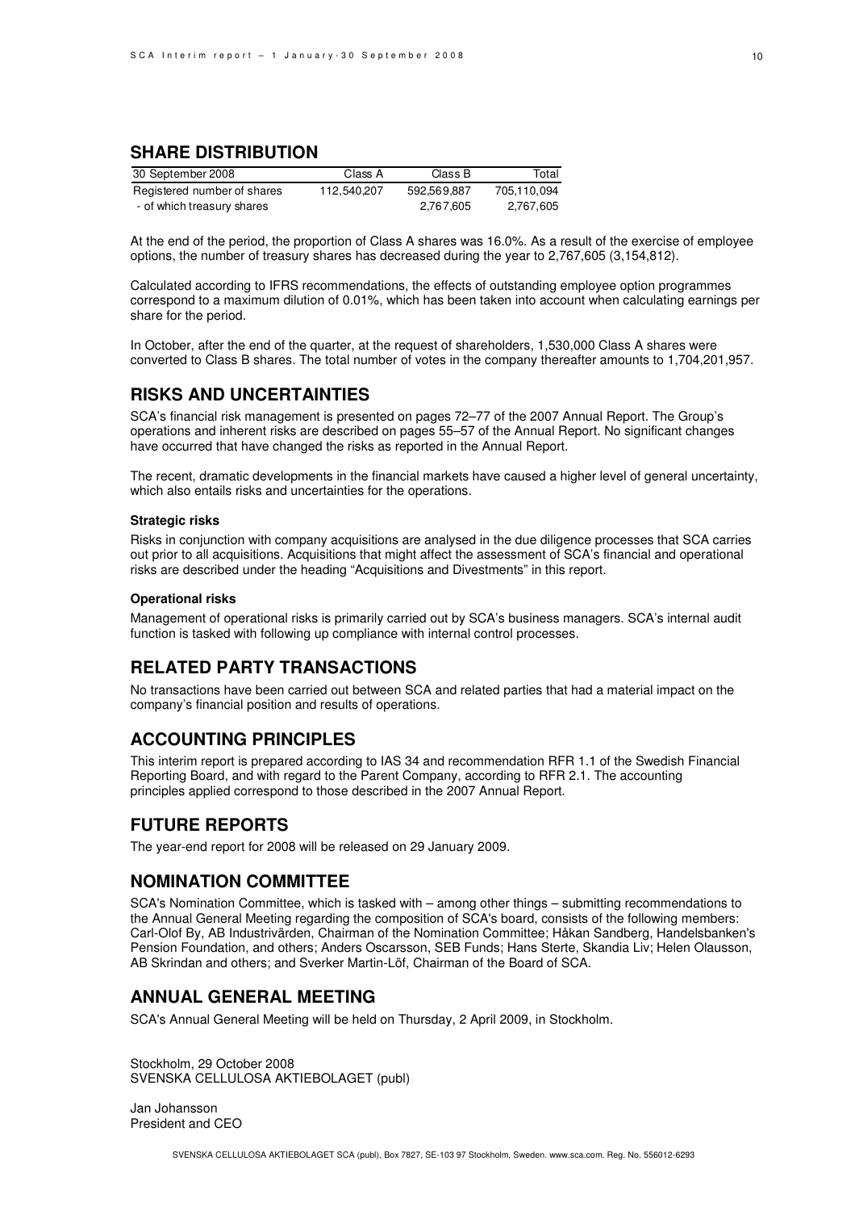## SHARE DISTRIBUTION

| 30 September 2008 | Class A | Class B | Total |
|---|---|---|---|
| Registered number of shares | 112,540,207 | 592,569,887 | 705,110,094 |
| - of which treasury shares | | 2,767,605 | 2,767,605 |

At the end of the period, the proportion of Class A shares was 16.0%. As a result of the exercise of employee options, the number of treasury shares has decreased during the year to 2,767,605 (3,154,812).

Calculated according to IFRS recommendations, the effects of outstanding employee option programmes correspond to a maximum dilution of 0.01%, which has been taken into account when calculating earnings per share for the period.

In October, after the end of the quarter, at the request of shareholders, 1,530,000 Class A shares were converted to Class B shares. The total number of votes in the company thereafter amounts to 1,704,201,957.

## RISKS AND UNCERTAINTIES

SCA's financial risk management is presented on pages 72–77 of the 2007 Annual Report. The Group's operations and inherent risks are described on pages 55–57 of the Annual Report. No significant changes have occurred that have changed the risks as reported in the Annual Report.

The recent, dramatic developments in the financial markets have caused a higher level of general uncertainty, which also entails risks and uncertainties for the operations.

#### Strategic risks

Risks in conjunction with company acquisitions are analysed in the due diligence processes that SCA carries out prior to all acquisitions. Acquisitions that might affect the assessment of SCA's financial and operational risks are described under the heading "Acquisitions and Divestments" in this report.

#### Operational risks

Management of operational risks is primarily carried out by SCA's business managers. SCA's internal audit function is tasked with following up compliance with internal control processes.

## RELATED PARTY TRANSACTIONS

No transactions have been carried out between SCA and related parties that had a material impact on the company's financial position and results of operations.

## ACCOUNTING PRINCIPLES

This interim report is prepared according to IAS 34 and recommendation RFR 1.1 of the Swedish Financial Reporting Board, and with regard to the Parent Company, according to RFR 2.1. The accounting principles applied correspond to those described in the 2007 Annual Report.

## FUTURE REPORTS

The year-end report for 2008 will be released on 29 January 2009.

## NOMINATION COMMITTEE

SCA's Nomination Committee, which is tasked with – among other things – submitting recommendations to the Annual General Meeting regarding the composition of SCA's board, consists of the following members: Carl-Olof By, AB Industrivärden, Chairman of the Nomination Committee; Håkan Sandberg, Handelsbanken's Pension Foundation, and others; Anders Oscarsson, SEB Funds; Hans Sterte, Skandia Liv; Helen Olausson, AB Skrindan and others; and Sverker Martin-Löf, Chairman of the Board of SCA.

## ANNUAL GENERAL MEETING

SCA's Annual General Meeting will be held on Thursday, 2 April 2009, in Stockholm.

Stockholm, 29 October 2008
SVENSKA CELLULOSA AKTIEBOLAGET (publ)

Jan Johansson
President and CEO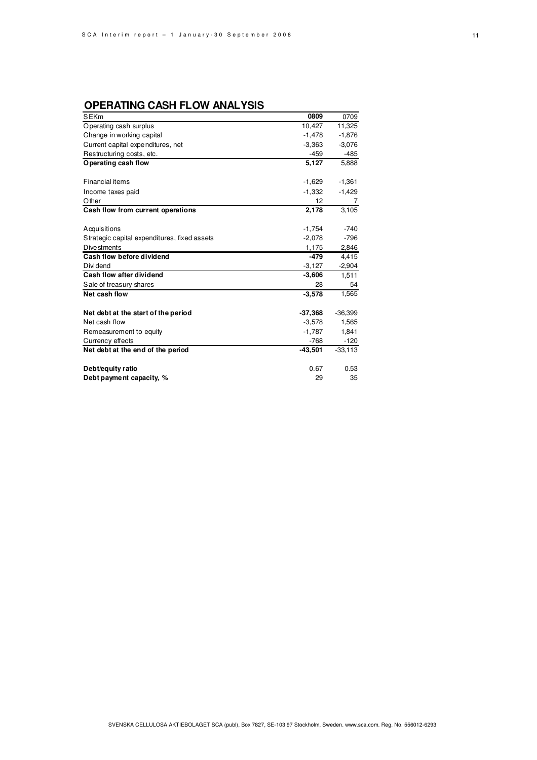## OPERATING CASH FLOW ANALYSIS

| SEKm | 0809 | 0709 |
|---|---|---|
| Operating cash surplus | 10,427 | 11,325 |
| Change in working capital | -1,478 | -1,876 |
| Current capital expenditures, net | -3,363 | -3,076 |
| Restructuring costs, etc. | -459 | -485 |
| **Operating cash flow** | **5,127** | 5,888 |
| | | |
| Financial items | -1,629 | -1,361 |
| Income taxes paid | -1,332 | -1,429 |
| Other | 12 | 7 |
| **Cash flow from current operations** | **2,178** | 3,105 |
| | | |
| Acquisitions | -1,754 | -740 |
| Strategic capital expenditures, fixed assets | -2,078 | -796 |
| Divestments | 1,175 | 2,846 |
| **Cash flow before dividend** | **-479** | 4,415 |
| Dividend | -3,127 | -2,904 |
| **Cash flow after dividend** | **-3,606** | 1,511 |
| Sale of treasury shares | 28 | 54 |
| **Net cash flow** | **-3,578** | 1,565 |
| | | |
| **Net debt at the start of the period** | **-37,368** | -36,399 |
| Net cash flow | -3,578 | 1,565 |
| Remeasurement to equity | -1,787 | 1,841 |
| Currency effects | -768 | -120 |
| **Net debt at the end of the period** | **-43,501** | -33,113 |
| | | |
| **Debt/equity ratio** | 0.67 | 0.53 |
| **Debt payment capacity, %** | 29 | 35 |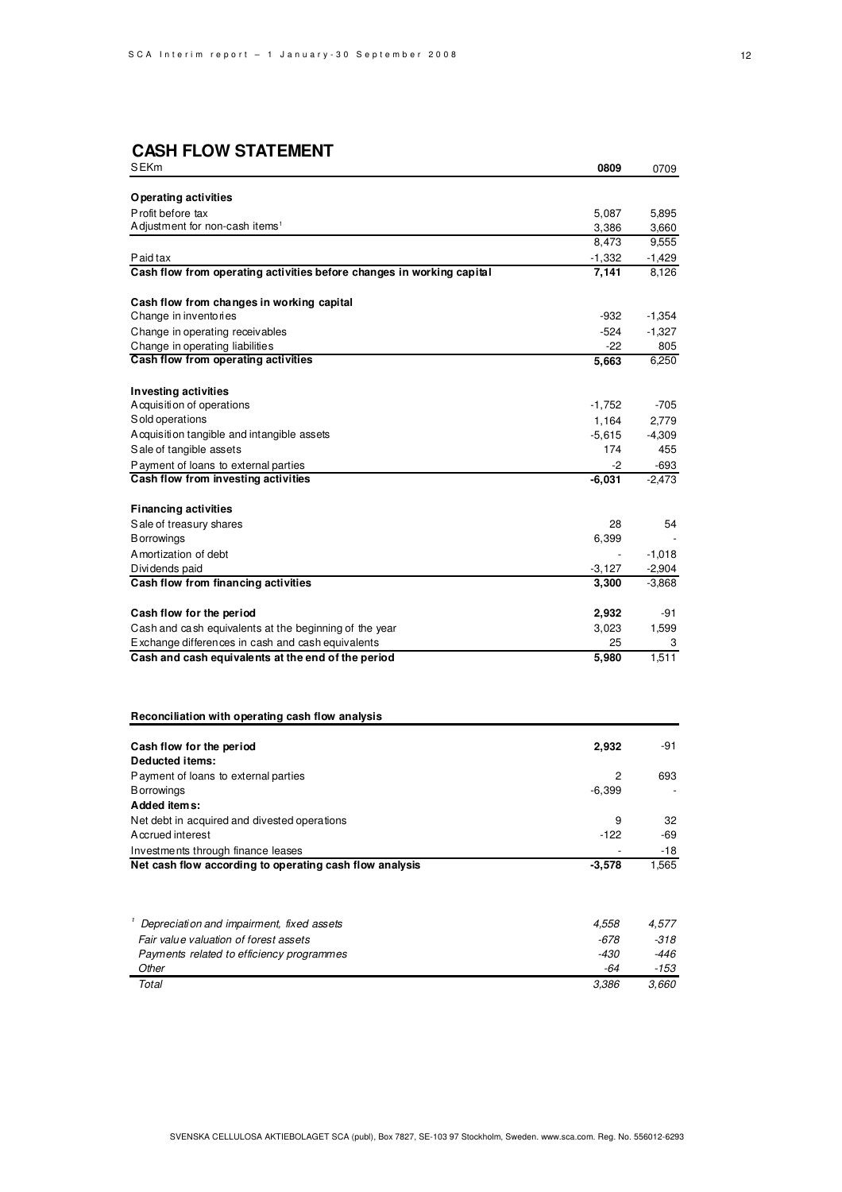## CASH FLOW STATEMENT

| SEKm | 0809 | 0709 |
|---|---|---|
| **Operating activities** | | |
| Profit before tax | 5,087 | 5,895 |
| Adjustment for non-cash items[1] | 3,386 | 3,660 |
| | 8,473 | 9,555 |
| Paid tax | -1,332 | -1,429 |
| **Cash flow from operating activities before changes in working capital** | **7,141** | 8,126 |
| | | |
| **Cash flow from changes in working capital** | | |
| Change in inventories | -932 | -1,354 |
| Change in operating receivables | -524 | -1,327 |
| Change in operating liabilities | -22 | 805 |
| **Cash flow from operating activities** | **5,663** | 6,250 |
| | | |
| **Investing activities** | | |
| Acquisition of operations | -1,752 | -705 |
| Sold operations | 1,164 | 2,779 |
| Acquisition tangible and intangible assets | -5,615 | -4,309 |
| Sale of tangible assets | 174 | 455 |
| Payment of loans to external parties | -2 | -693 |
| **Cash flow from investing activities** | **-6,031** | -2,473 |
| | | |
| **Financing activities** | | |
| Sale of treasury shares | 28 | 54 |
| Borrowings | 6,399 | - |
| Amortization of debt | - | -1,018 |
| Dividends paid | -3,127 | -2,904 |
| **Cash flow from financing activities** | **3,300** | -3,868 |
| | | |
| **Cash flow for the period** | **2,932** | -91 |
| Cash and cash equivalents at the beginning of the year | 3,023 | 1,599 |
| Exchange differences in cash and cash equivalents | 25 | 3 |
| **Cash and cash equivalents at the end of the period** | **5,980** | 1,511 |

**Reconciliation with operating cash flow analysis**

| | | |
|---|---|---|
| **Cash flow for the period** | **2,932** | -91 |
| **Deducted items:** | | |
| Payment of loans to external parties | 2 | 693 |
| Borrowings | -6,399 | - |
| **Added items:** | | |
| Net debt in acquired and divested operations | 9 | 32 |
| Accrued interest | -122 | -69 |
| Investments through finance leases | - | -18 |
| **Net cash flow according to operating cash flow analysis** | **-3,578** | 1,565 |

| | | |
|---|---|---|
| *[1] Depreciation and impairment, fixed assets* | *4,558* | *4,577* |
| *Fair value valuation of forest assets* | *-678* | *-318* |
| *Payments related to efficiency programmes* | *-430* | *-446* |
| *Other* | *-64* | *-153* |
| *Total* | *3,386* | *3,660* |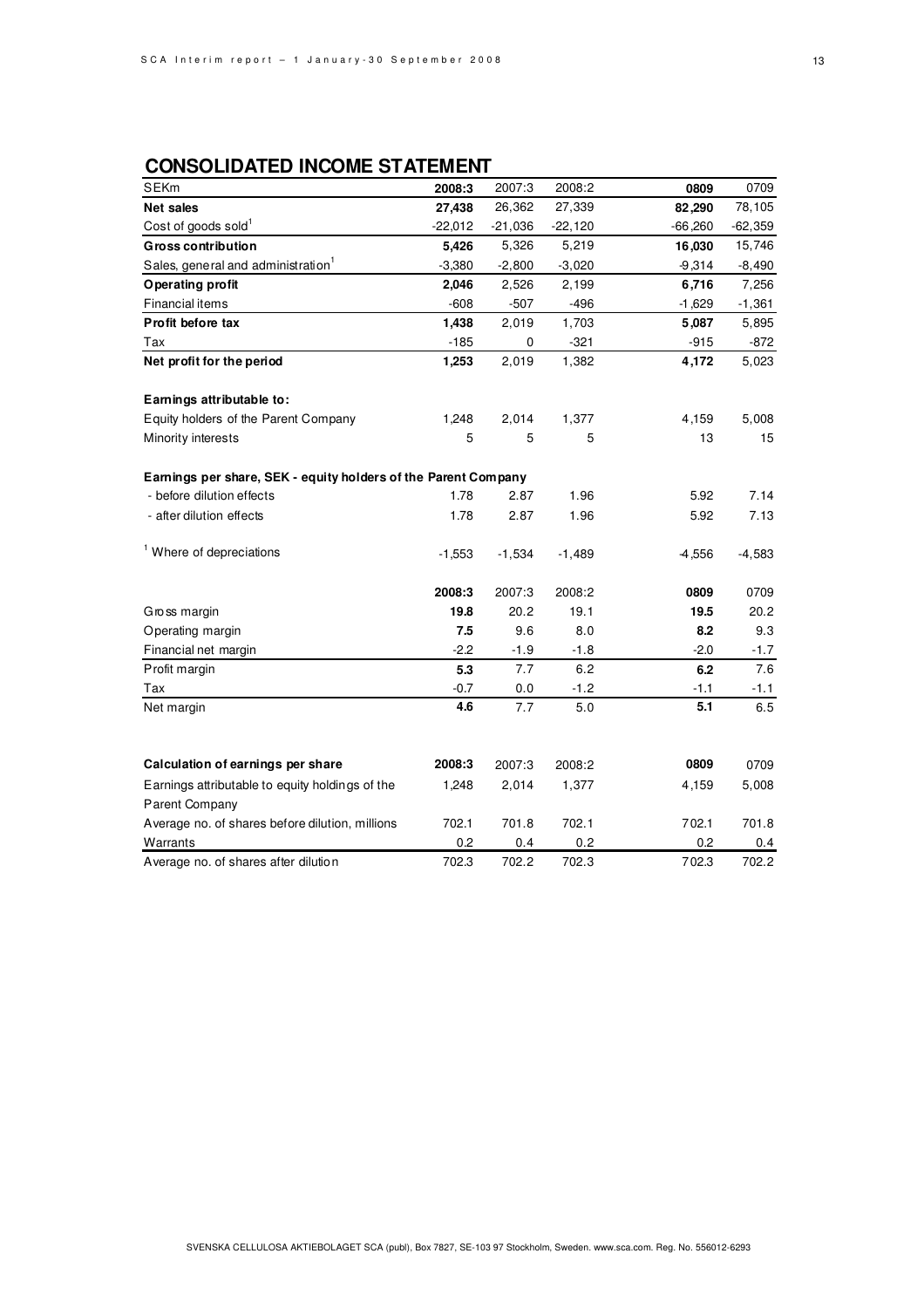## CONSOLIDATED INCOME STATEMENT

| SEKm | **2008:3** | 2007:3 | 2008:2 | **0809** | 0709 |
|---|---|---|---|---|---|
| **Net sales** | **27,438** | 26,362 | 27,339 | **82,290** | 78,105 |
| Cost of goods sold[1] | -22,012 | -21,036 | -22,120 | -66,260 | -62,359 |
| **Gross contribution** | **5,426** | 5,326 | 5,219 | **16,030** | 15,746 |
| Sales, general and administration[1] | -3,380 | -2,800 | -3,020 | -9,314 | -8,490 |
| **Operating profit** | **2,046** | 2,526 | 2,199 | **6,716** | 7,256 |
| Financial items | -608 | -507 | -496 | -1,629 | -1,361 |
| **Profit before tax** | **1,438** | 2,019 | 1,703 | **5,087** | 5,895 |
| Tax | -185 | 0 | -321 | -915 | -872 |
| **Net profit for the period** | **1,253** | 2,019 | 1,382 | **4,172** | 5,023 |
| | | | | | |
| **Earnings attributable to:** | | | | | |
| Equity holders of the Parent Company | 1,248 | 2,014 | 1,377 | 4,159 | 5,008 |
| Minority interests | 5 | 5 | 5 | 13 | 15 |
| | | | | | |
| **Earnings per share, SEK - equity holders of the Parent Company** | | | | | |
| - before dilution effects | 1.78 | 2.87 | 1.96 | 5.92 | 7.14 |
| - after dilution effects | 1.78 | 2.87 | 1.96 | 5.92 | 7.13 |
| | | | | | |
| [1] Where of depreciations | -1,553 | -1,534 | -1,489 | -4,556 | -4,583 |

| | **2008:3** | 2007:3 | 2008:2 | **0809** | 0709 |
|---|---|---|---|---|---|
| Gross margin | **19.8** | 20.2 | 19.1 | **19.5** | 20.2 |
| Operating margin | **7.5** | 9.6 | 8.0 | **8.2** | 9.3 |
| Financial net margin | -2.2 | -1.9 | -1.8 | -2.0 | -1.7 |
| Profit margin | **5.3** | 7.7 | 6.2 | **6.2** | 7.6 |
| Tax | -0.7 | 0.0 | -1.2 | -1.1 | -1.1 |
| Net margin | **4.6** | 7.7 | 5.0 | **5.1** | 6.5 |

| **Calculation of earnings per share** | **2008:3** | 2007:3 | 2008:2 | **0809** | 0709 |
|---|---|---|---|---|---|
| Earnings attributable to equity holdings of the Parent Company | 1,248 | 2,014 | 1,377 | 4,159 | 5,008 |
| Average no. of shares before dilution, millions | 702.1 | 701.8 | 702.1 | 702.1 | 701.8 |
| Warrants | 0.2 | 0.4 | 0.2 | 0.2 | 0.4 |
| Average no. of shares after dilution | 702.3 | 702.2 | 702.3 | 702.3 | 702.2 |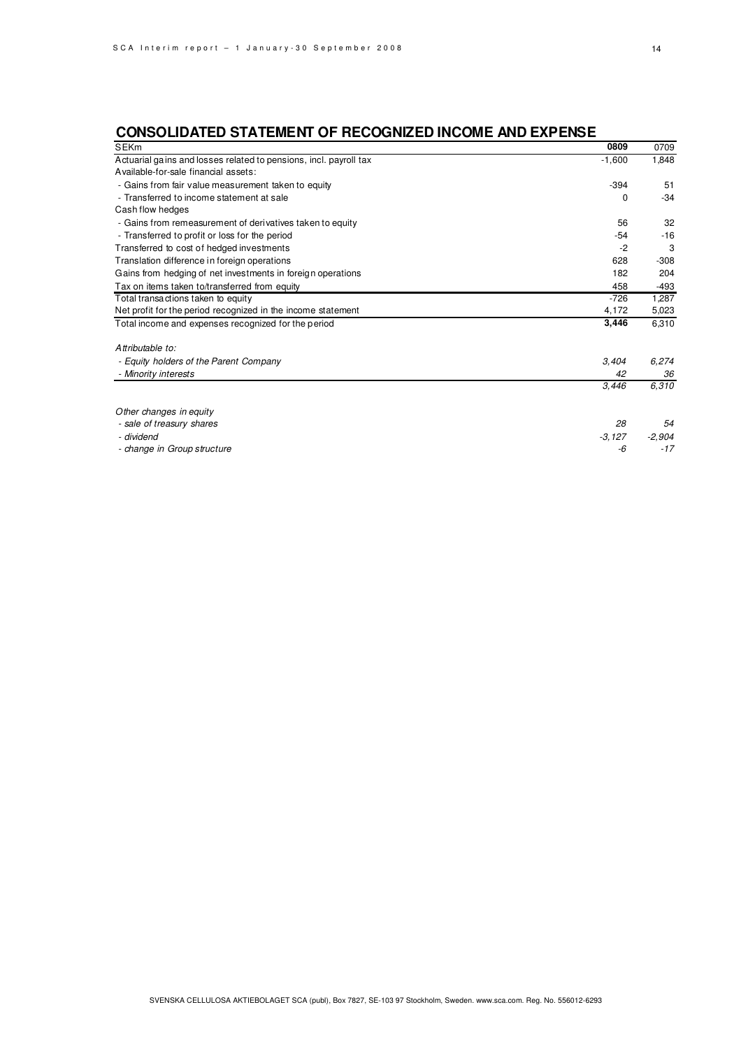## CONSOLIDATED STATEMENT OF RECOGNIZED INCOME AND EXPENSE

| SEKm | **0809** | 0709 |
|---|---|---|
| Actuarial gains and losses related to pensions, incl. payroll tax | -1,600 | 1,848 |
| Available-for-sale financial assets: | | |
| - Gains from fair value measurement taken to equity | -394 | 51 |
| - Transferred to income statement at sale | 0 | -34 |
| Cash flow hedges | | |
| - Gains from remeasurement of derivatives taken to equity | 56 | 32 |
| - Transferred to profit or loss for the period | -54 | -16 |
| Transferred to cost of hedged investments | -2 | 3 |
| Translation difference in foreign operations | 628 | -308 |
| Gains from hedging of net investments in foreign operations | 182 | 204 |
| Tax on items taken to/transferred from equity | 458 | -493 |
| Total transactions taken to equity | -726 | 1,287 |
| Net profit for the period recognized in the income statement | 4,172 | 5,023 |
| Total income and expenses recognized for the period | **3,446** | 6,310 |
| | | |
| *Attributable to:* | | |
| *- Equity holders of the Parent Company* | *3,404* | *6,274* |
| *- Minority interests* | *42* | *36* |
| | *3,446* | *6,310* |
| | | |
| *Other changes in equity* | | |
| *- sale of treasury shares* | *28* | *54* |
| *- dividend* | *-3,127* | *-2,904* |
| *- change in Group structure* | *-6* | *-17* |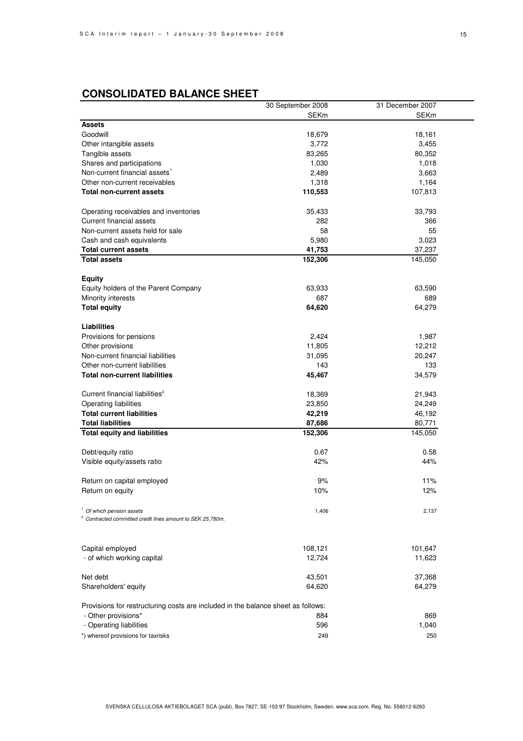## CONSOLIDATED BALANCE SHEET

| | 30 September 2008 | 31 December 2007 |
|---|---|---|
| | SEKm | SEKm |
| **Assets** | | |
| Goodwill | 18,679 | 18,161 |
| Other intangible assets | 3,772 | 3,455 |
| Tangible assets | 83,265 | 80,352 |
| Shares and participations | 1,030 | 1,018 |
| Non-current financial assets[1] | 2,489 | 3,663 |
| Other non-current receivables | 1,318 | 1,164 |
| **Total non-current assets** | **110,553** | 107,813 |
| | | |
| Operating receivables and inventories | 35,433 | 33,793 |
| Current financial assets | 282 | 366 |
| Non-current assets held for sale | 58 | 55 |
| Cash and cash equivalents | 5,980 | 3,023 |
| **Total current assets** | **41,753** | 37,237 |
| **Total assets** | **152,306** | 145,050 |
| | | |
| **Equity** | | |
| Equity holders of the Parent Company | 63,933 | 63,590 |
| Minority interests | 687 | 689 |
| **Total equity** | **64,620** | 64,279 |
| | | |
| **Liabilities** | | |
| Provisions for pensions | 2,424 | 1,987 |
| Other provisions | 11,805 | 12,212 |
| Non-current financial liabilities | 31,095 | 20,247 |
| Other non-current liabilities | 143 | 133 |
| **Total non-current liabilities** | **45,467** | 34,579 |
| | | |
| Current financial liabilities[2] | 18,369 | 21,943 |
| Operating liabilities | 23,850 | 24,249 |
| **Total current liabilities** | **42,219** | 46,192 |
| **Total liabilities** | **87,686** | 80,771 |
| **Total equity and liabilities** | **152,306** | 145,050 |
| | | |
| Debt/equity ratio | 0.67 | 0.58 |
| Visible equity/assets ratio | 42% | 44% |
| | | |
| Return on capital employed | 9% | 11% |
| Return on equity | 10% | 12% |
| | | |
| [1] *Of which pension assets* | 1,406 | 2,137 |

[2] *Contracted committed credit lines amount to SEK 25,780m.*

| | 30 September 2008 | 31 December 2007 |
|---|---|---|
| Capital employed | 108,121 | 101,647 |
| - of which working capital | 12,724 | 11,623 |
| | | |
| Net debt | 43,501 | 37,368 |
| Shareholders' equity | 64,620 | 64,279 |
| | | |
| Provisions for restructuring costs are included in the balance sheet as follows: | | |
| - Other provisions* | 884 | 869 |
| - Operating liabilities | 596 | 1,040 |
| *) whereof provisions for taxrisks | 249 | 250 |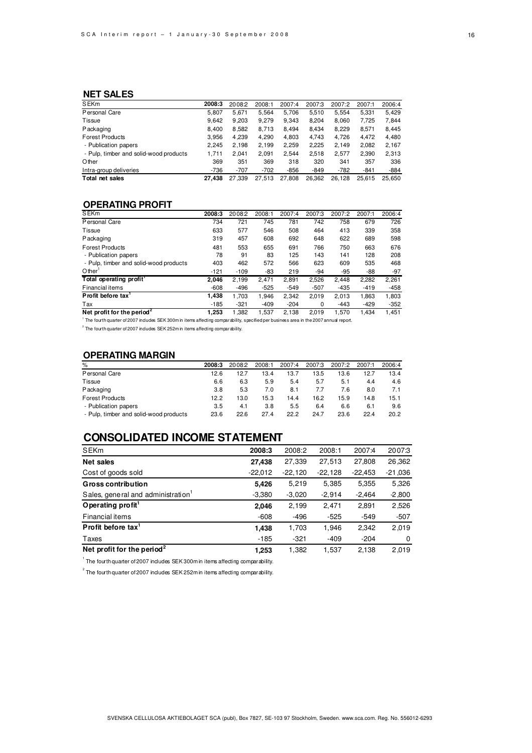## NET SALES

| SEKm | 2008:3 | 2008:2 | 2008:1 | 2007:4 | 2007:3 | 2007:2 | 2007:1 | 2006:4 |
|---|---|---|---|---|---|---|---|---|
| Personal Care | 5,807 | 5,671 | 5,564 | 5,706 | 5,510 | 5,554 | 5,331 | 5,429 |
| Tissue | 9,642 | 9,203 | 9,279 | 9,343 | 8,204 | 8,060 | 7,725 | 7,844 |
| Packaging | 8,400 | 8,582 | 8,713 | 8,494 | 8,434 | 8,229 | 8,571 | 8,445 |
| Forest Products | 3,956 | 4,239 | 4,290 | 4,803 | 4,743 | 4,726 | 4,472 | 4,480 |
| - Publication papers | 2,245 | 2,198 | 2,199 | 2,259 | 2,225 | 2,149 | 2,082 | 2,167 |
| - Pulp, timber and solid-wood products | 1,711 | 2,041 | 2,091 | 2,544 | 2,518 | 2,577 | 2,390 | 2,313 |
| Other | 369 | 351 | 369 | 318 | 320 | 341 | 357 | 336 |
| Intra-group deliveries | -736 | -707 | -702 | -856 | -849 | -782 | -841 | -884 |
| **Total net sales** | **27,438** | 27,339 | 27,513 | 27,808 | 26,362 | 26,128 | 25,615 | 25,650 |

## OPERATING PROFIT

| SEKm | 2008:3 | 2008:2 | 2008:1 | 2007:4 | 2007:3 | 2007:2 | 2007:1 | 2006:4 |
|---|---|---|---|---|---|---|---|---|
| Personal Care | 734 | 721 | 745 | 781 | 742 | 758 | 679 | 726 |
| Tissue | 633 | 577 | 546 | 508 | 464 | 413 | 339 | 358 |
| Packaging | 319 | 457 | 608 | 692 | 648 | 622 | 689 | 598 |
| Forest Products | 481 | 553 | 655 | 691 | 766 | 750 | 663 | 676 |
| - Publication papers | 78 | 91 | 83 | 125 | 143 | 141 | 128 | 208 |
| - Pulp, timber and solid-wood products | 403 | 462 | 572 | 566 | 623 | 609 | 535 | 468 |
| Other[1] | -121 | -109 | -83 | 219 | -94 | -95 | -88 | -97 |
| **Total operating profit[1]** | **2,046** | 2,199 | 2,471 | 2,891 | 2,526 | 2,448 | 2,282 | 2,261 |
| Financial items | -608 | -496 | -525 | -549 | -507 | -435 | -419 | -458 |
| **Profit before tax[1]** | **1,438** | 1,703 | 1,946 | 2,342 | 2,019 | 2,013 | 1,863 | 1,803 |
| Tax | -185 | -321 | -409 | -204 | 0 | -443 | -429 | -352 |
| **Net profit for the period[2]** | **1,253** | 1,382 | 1,537 | 2,138 | 2,019 | 1,570 | 1,434 | 1,451 |

[1] The fourth quarter of 2007 includes SEK 300m in items affecting comparability, specified per business area in the 2007 annual report.

[2] The fourth quarter of 2007 includes SEK 252m in items affecting comparability.

## OPERATING MARGIN

| % | 2008:3 | 2008:2 | 2008:1 | 2007:4 | 2007:3 | 2007:2 | 2007:1 | 2006:4 |
|---|---|---|---|---|---|---|---|---|
| Personal Care | 12.6 | 12.7 | 13.4 | 13.7 | 13.5 | 13.6 | 12.7 | 13.4 |
| Tissue | 6.6 | 6.3 | 5.9 | 5.4 | 5.7 | 5.1 | 4.4 | 4.6 |
| Packaging | 3.8 | 5.3 | 7.0 | 8.1 | 7.7 | 7.6 | 8.0 | 7.1 |
| Forest Products | 12.2 | 13.0 | 15.3 | 14.4 | 16.2 | 15.9 | 14.8 | 15.1 |
| - Publication papers | 3.5 | 4.1 | 3.8 | 5.5 | 6.4 | 6.6 | 6.1 | 9.6 |
| - Pulp, timber and solid-wood products | 23.6 | 22.6 | 27.4 | 22.2 | 24.7 | 23.6 | 22.4 | 20.2 |

## CONSOLIDATED INCOME STATEMENT

| SEKm | 2008:3 | 2008:2 | 2008:1 | 2007:4 | 2007:3 |
|---|---|---|---|---|---|
| **Net sales** | **27,438** | 27,339 | 27,513 | 27,808 | 26,362 |
| Cost of goods sold | -22,012 | -22,120 | -22,128 | -22,453 | -21,036 |
| **Gross contribution** | **5,426** | 5,219 | 5,385 | 5,355 | 5,326 |
| Sales, general and administration[1] | -3,380 | -3,020 | -2,914 | -2,464 | -2,800 |
| **Operating profit[1]** | **2,046** | 2,199 | 2,471 | 2,891 | 2,526 |
| Financial items | -608 | -496 | -525 | -549 | -507 |
| **Profit before tax[1]** | **1,438** | 1,703 | 1,946 | 2,342 | 2,019 |
| Taxes | -185 | -321 | -409 | -204 | 0 |
| **Net profit for the period[2]** | **1,253** | 1,382 | 1,537 | 2,138 | 2,019 |

[1] The fourth quarter of 2007 includes SEK 300m in items affecting comparability.

[2] The fourth quarter of 2007 includes SEK 252m in items affecting comparability.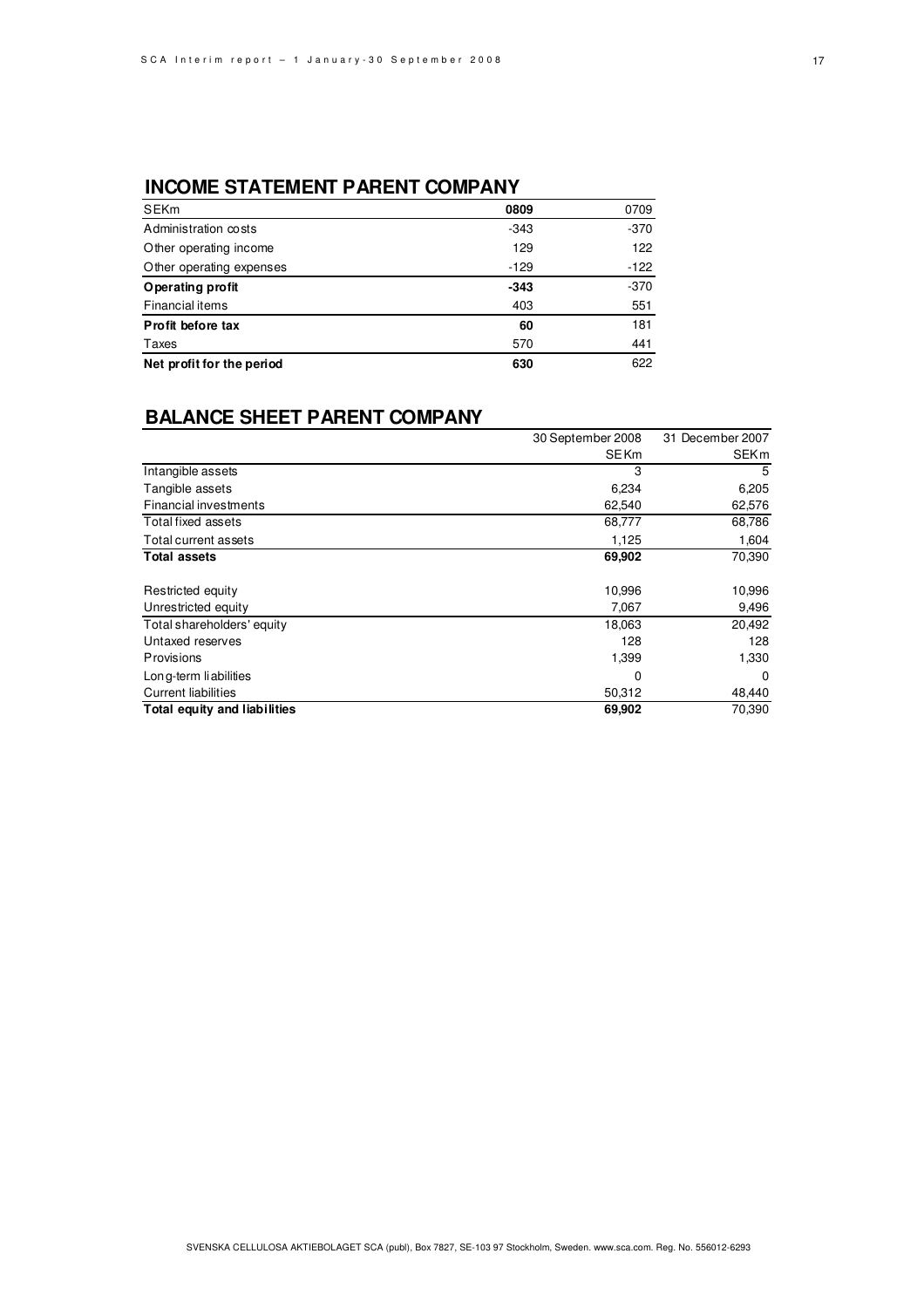## INCOME STATEMENT PARENT COMPANY

| SEKm | **0809** | 0709 |
|---|---|---|
| Administration costs | -343 | -370 |
| Other operating income | 129 | 122 |
| Other operating expenses | -129 | -122 |
| **Operating profit** | **-343** | -370 |
| Financial items | 403 | 551 |
| **Profit before tax** | **60** | 181 |
| Taxes | 570 | 441 |
| **Net profit for the period** | **630** | 622 |

## BALANCE SHEET PARENT COMPANY

| | 30 September 2008 | 31 December 2007 |
|---|---|---|
| | SEKm | SEKm |
| Intangible assets | 3 | 5 |
| Tangible assets | 6,234 | 6,205 |
| Financial investments | 62,540 | 62,576 |
| Total fixed assets | 68,777 | 68,786 |
| Total current assets | 1,125 | 1,604 |
| **Total assets** | **69,902** | 70,390 |
| | | |
| Restricted equity | 10,996 | 10,996 |
| Unrestricted equity | 7,067 | 9,496 |
| Total shareholders' equity | 18,063 | 20,492 |
| Untaxed reserves | 128 | 128 |
| Provisions | 1,399 | 1,330 |
| Long-term liabilities | 0 | 0 |
| Current liabilities | 50,312 | 48,440 |
| **Total equity and liabilities** | **69,902** | 70,390 |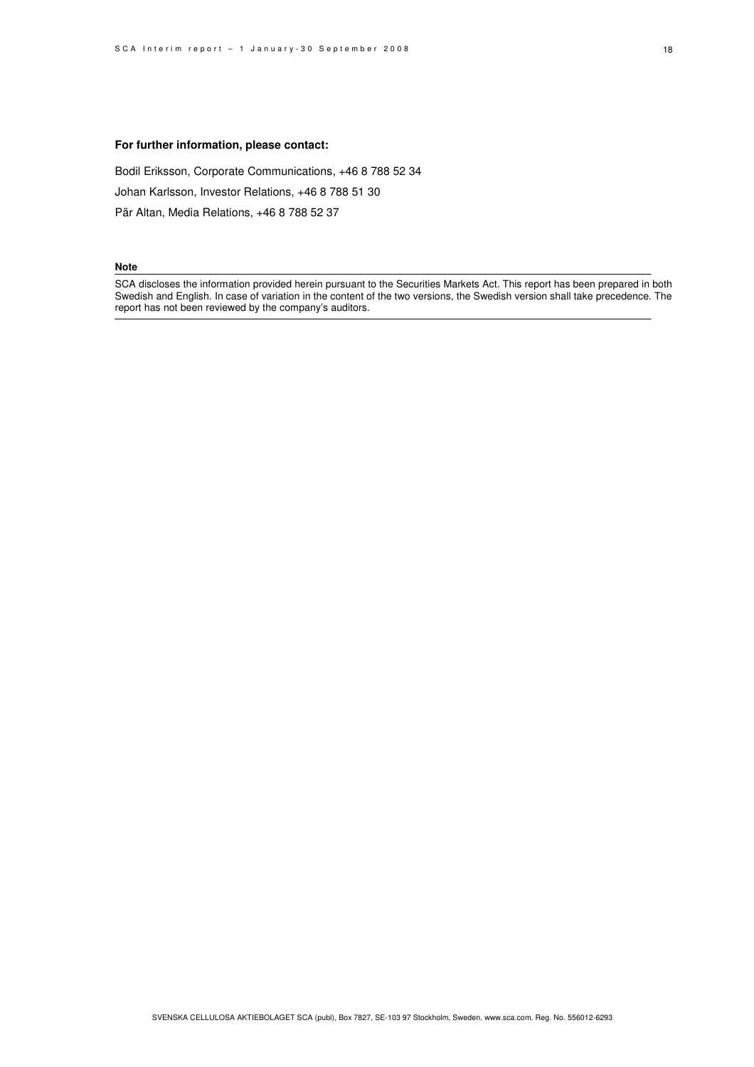**For further information, please contact:**

Bodil Eriksson, Corporate Communications, +46 8 788 52 34

Johan Karlsson, Investor Relations, +46 8 788 51 30

Pär Altan, Media Relations, +46 8 788 52 37

**Note**

SCA discloses the information provided herein pursuant to the Securities Markets Act. This report has been prepared in both Swedish and English. In case of variation in the content of the two versions, the Swedish version shall take precedence. The report has not been reviewed by the company's auditors.

SVENSKA CELLULOSA AKTIEBOLAGET SCA (publ), Box 7827, SE-103 97 Stockholm, Sweden. www.sca.com. Reg. No. 556012-6293